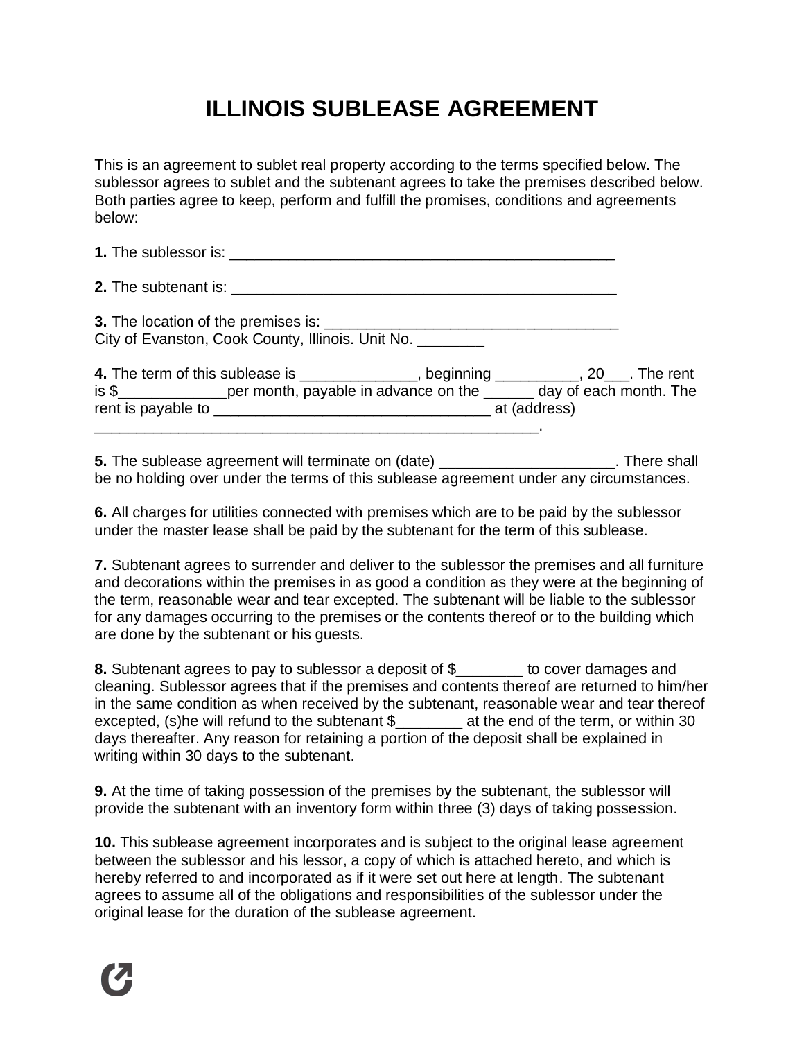# ILLINOIS SUBLEASE AGREEMENT

This is an agreement to sublet real property according to the terms specified below. The sublessor agrees to sublet and the subtenant agrees to take the premises described below. Both parties agree to keep, perform and fulfill the promises, conditions and agreements below:

**1.** The sublessor is: _______________________________________________

**2.** The subtenant is: _______________________________________________

**3.** The location of the premises is: ____________________________________
City of Evanston, Cook County, Illinois. Unit No. ________

**4.** The term of this sublease is ______________, beginning __________, 20___. The rent is $_____________per month, payable in advance on the ______ day of each month. The rent is payable to _________________________________ at (address) _______________________________________________________.

**5.** The sublease agreement will terminate on (date) _____________________. There shall be no holding over under the terms of this sublease agreement under any circumstances.

**6.** All charges for utilities connected with premises which are to be paid by the sublessor under the master lease shall be paid by the subtenant for the term of this sublease.

**7.** Subtenant agrees to surrender and deliver to the sublessor the premises and all furniture and decorations within the premises in as good a condition as they were at the beginning of the term, reasonable wear and tear excepted. The subtenant will be liable to the sublessor for any damages occurring to the premises or the contents thereof or to the building which are done by the subtenant or his guests.

**8.** Subtenant agrees to pay to sublessor a deposit of $________ to cover damages and cleaning. Sublessor agrees that if the premises and contents thereof are returned to him/her in the same condition as when received by the subtenant, reasonable wear and tear thereof excepted, (s)he will refund to the subtenant $________ at the end of the term, or within 30 days thereafter. Any reason for retaining a portion of the deposit shall be explained in writing within 30 days to the subtenant.

**9.** At the time of taking possession of the premises by the subtenant, the sublessor will provide the subtenant with an inventory form within three (3) days of taking possession.

**10.** This sublease agreement incorporates and is subject to the original lease agreement between the sublessor and his lessor, a copy of which is attached hereto, and which is hereby referred to and incorporated as if it were set out here at length. The subtenant agrees to assume all of the obligations and responsibilities of the sublessor under the original lease for the duration of the sublease agreement.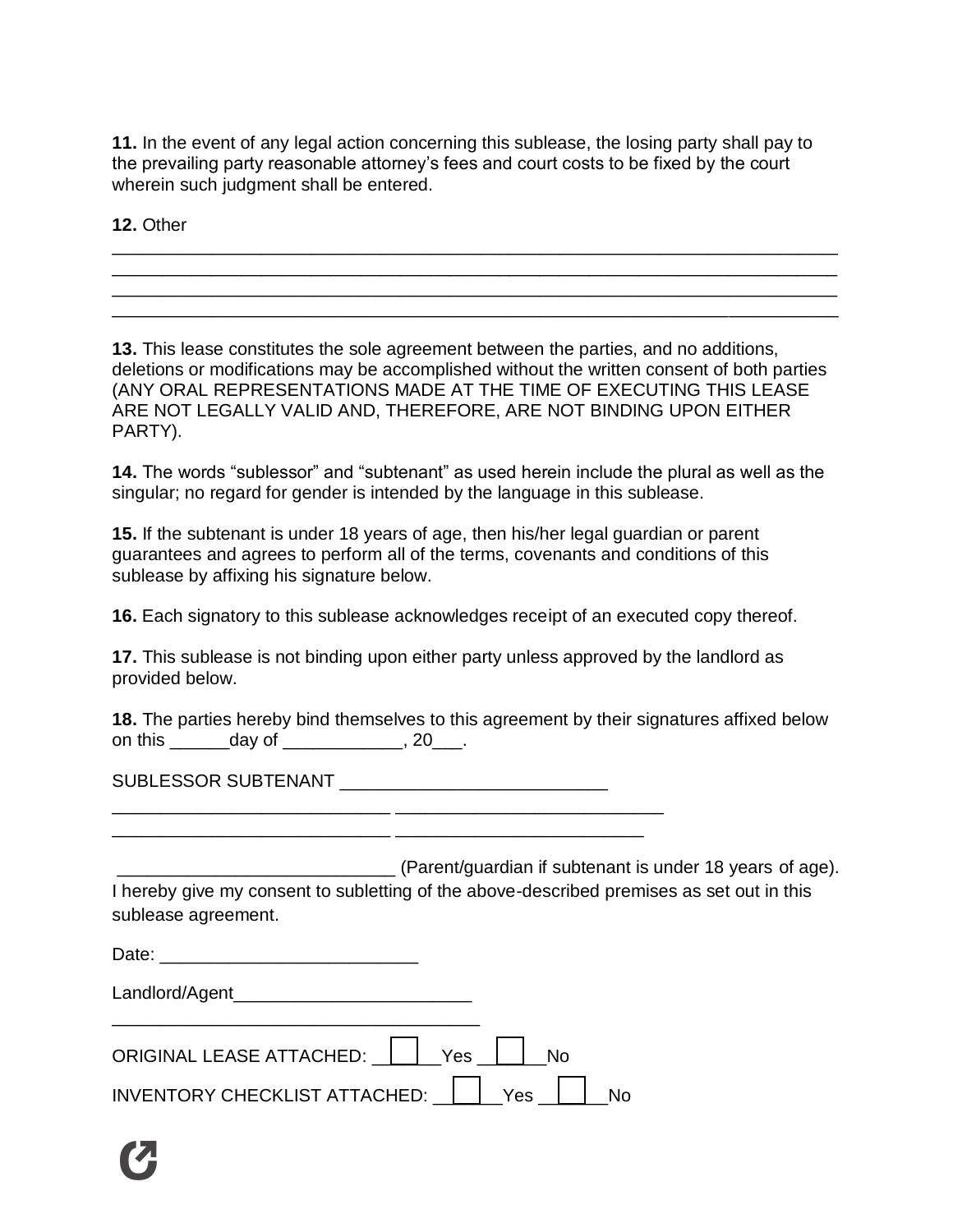**11.** In the event of any legal action concerning this sublease, the losing party shall pay to the prevailing party reasonable attorney's fees and court costs to be fixed by the court wherein such judgment shall be entered.

**12.** Other
_____________________________________________________________________________
_____________________________________________________________________________
_____________________________________________________________________________
_____________________________________________________________________________

**13.** This lease constitutes the sole agreement between the parties, and no additions, deletions or modifications may be accomplished without the written consent of both parties (ANY ORAL REPRESENTATIONS MADE AT THE TIME OF EXECUTING THIS LEASE ARE NOT LEGALLY VALID AND, THEREFORE, ARE NOT BINDING UPON EITHER PARTY).

**14.** The words "sublessor" and "subtenant" as used herein include the plural as well as the singular; no regard for gender is intended by the language in this sublease.

**15.** If the subtenant is under 18 years of age, then his/her legal guardian or parent guarantees and agrees to perform all of the terms, covenants and conditions of this sublease by affixing his signature below.

**16.** Each signatory to this sublease acknowledges receipt of an executed copy thereof.

**17.** This sublease is not binding upon either party unless approved by the landlord as provided below.

**18.** The parties hereby bind themselves to this agreement by their signatures affixed below on this ______day of ____________, 20___.

SUBLESSOR SUBTENANT ___________________________

____________________________ ___________________________

____________________________ _________________________

____________________________ (Parent/guardian if subtenant is under 18 years of age).

I hereby give my consent to subletting of the above-described premises as set out in this sublease agreement.

Date: __________________________

Landlord/Agent________________________

_____________________________________

ORIGINAL LEASE ATTACHED: ☐ Yes ☐ No

INVENTORY CHECKLIST ATTACHED: ☐ Yes ☐ No